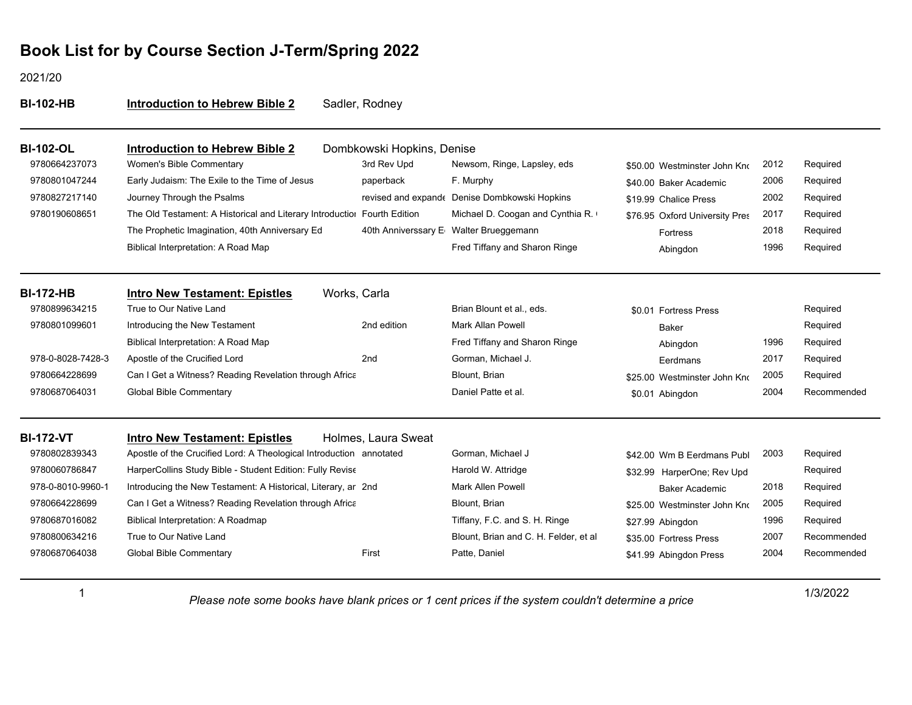# Book List for by Course Section J-Term/Spring 2022

2021/20

**BI-102-HB** **Introduction to Hebrew Bible 2** Sadler, Rodney

**BI-102-OL** **Introduction to Hebrew Bible 2** Dombkowski Hopkins, Denise

| ISBN | Title | Edition | Author | Price | Publisher | Year | Status |
|---|---|---|---|---|---|---|---|
| 9780664237073 | Women's Bible Commentary | 3rd Rev Upd | Newsom, Ringe, Lapsley, eds | $50.00 | Westminster John Knc | 2012 | Required |
| 9780801047244 | Early Judaism: The Exile to the Time of Jesus | paperback | F. Murphy | $40.00 | Baker Academic | 2006 | Required |
| 9780827217140 | Journey Through the Psalms | revised and expande | Denise Dombkowski Hopkins | $19.99 | Chalice Press | 2002 | Required |
| 9780190608651 | The Old Testament: A Historical and Literary Introductioi | Fourth Edition | Michael D. Coogan and Cynthia R. ( | $76.95 | Oxford University Pres | 2017 | Required |
| | The Prophetic Imagination, 40th Anniversary Ed | 40th Anniverssary E | Walter Brueggemann | | Fortress | 2018 | Required |
| | Biblical Interpretation: A Road Map | | Fred Tiffany and Sharon Ringe | | Abingdon | 1996 | Required |

**BI-172-HB** **Intro New Testament: Epistles** Works, Carla

| ISBN | Title | Edition | Author | Price | Publisher | Year | Status |
|---|---|---|---|---|---|---|---|
| 9780899634215 | True to Our Native Land | | Brian Blount et al., eds. | $0.01 | Fortress Press | | Required |
| 9780801099601 | Introducing the New Testament | 2nd edition | Mark Allan Powell | | Baker | | Required |
| | Biblical Interpretation: A Road Map | | Fred Tiffany and Sharon Ringe | | Abingdon | 1996 | Required |
| 978-0-8028-7428-3 | Apostle of the Crucified Lord | 2nd | Gorman, Michael J. | | Eerdmans | 2017 | Required |
| 9780664228699 | Can I Get a Witness? Reading Revelation through Africa | | Blount, Brian | $25.00 | Westminster John Knc | 2005 | Required |
| 9780687064031 | Global Bible Commentary | | Daniel Patte et al. | $0.01 | Abingdon | 2004 | Recommended |

**BI-172-VT** **Intro New Testament: Epistles** Holmes, Laura Sweat

| ISBN | Title | Edition | Author | Price | Publisher | Year | Status |
|---|---|---|---|---|---|---|---|
| 9780802839343 | Apostle of the Crucified Lord: A Theological Introduction | annotated | Gorman, Michael J | $42.00 | Wm B Eerdmans Publ | 2003 | Required |
| 9780060786847 | HarperCollins Study Bible - Student Edition: Fully Revise | | Harold W. Attridge | $32.99 | HarperOne; Rev Upd | | Required |
| 978-0-8010-9960-1 | Introducing the New Testament: A Historical, Literary, ar | 2nd | Mark Allen Powell | | Baker Academic | 2018 | Required |
| 9780664228699 | Can I Get a Witness? Reading Revelation through Africa | | Blount, Brian | $25.00 | Westminster John Knc | 2005 | Required |
| 9780687016082 | Biblical Interpretation: A Roadmap | | Tiffany, F.C. and S. H. Ringe | $27.99 | Abingdon | 1996 | Required |
| 9780800634216 | True to Our Native Land | | Blount, Brian and C. H. Felder, et al | $35.00 | Fortress Press | 2007 | Recommended |
| 9780687064038 | Global Bible Commentary | First | Patte, Daniel | $41.99 | Abingdon Press | 2004 | Recommended |

*Please note some books have blank prices or 1 cent prices if the system couldn't determine a price*

1/3/2022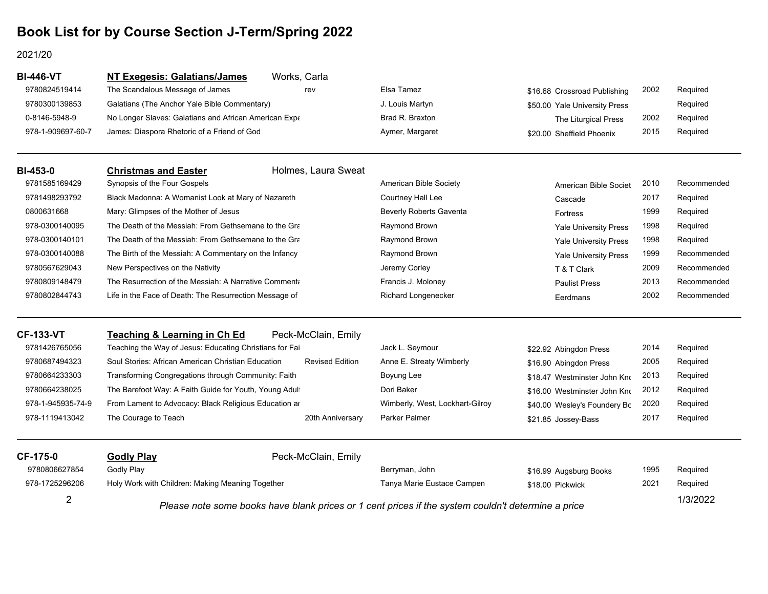# Book List for by Course Section J-Term/Spring 2022

2021/20

## BI-446-VT — NT Exegesis: Galatians/James — Works, Carla

| ISBN | Title | Edition | Author | Price | Publisher | Year | Status |
|---|---|---|---|---|---|---|---|
| 9780824519414 | The Scandalous Message of James | rev | Elsa Tamez | $16.68 | Crossroad Publishing | 2002 | Required |
| 9780300139853 | Galatians (The Anchor Yale Bible Commentary) | | J. Louis Martyn | $50.00 | Yale University Press | | Required |
| 0-8146-5948-9 | No Longer Slaves: Galatians and African American Expe | | Brad R. Braxton | | The Liturgical Press | 2002 | Required |
| 978-1-909697-60-7 | James: Diaspora Rhetoric of a Friend of God | | Aymer, Margaret | $20.00 | Sheffield Phoenix | 2015 | Required |

## BI-453-0 — Christmas and Easter — Holmes, Laura Sweat

| ISBN | Title | Edition | Author | Price | Publisher | Year | Status |
|---|---|---|---|---|---|---|---|
| 9781585169429 | Synopsis of the Four Gospels | | American Bible Society | | American Bible Societ | 2010 | Recommended |
| 9781498293792 | Black Madonna: A Womanist Look at Mary of Nazareth | | Courtney Hall Lee | | Cascade | 2017 | Required |
| 0800631668 | Mary: Glimpses of the Mother of Jesus | | Beverly Roberts Gaventa | | Fortress | 1999 | Required |
| 978-0300140095 | The Death of the Messiah: From Gethsemane to the Gra | | Raymond Brown | | Yale University Press | 1998 | Required |
| 978-0300140101 | The Death of the Messiah: From Gethsemane to the Gra | | Raymond Brown | | Yale University Press | 1998 | Required |
| 978-0300140088 | The Birth of the Messiah: A Commentary on the Infancy | | Raymond Brown | | Yale University Press | 1999 | Recommended |
| 9780567629043 | New Perspectives on the Nativity | | Jeremy Corley | | T & T Clark | 2009 | Recommended |
| 9780809148479 | The Resurrection of the Messiah: A Narrative Comment | | Francis J. Moloney | | Paulist Press | 2013 | Recommended |
| 9780802844743 | Life in the Face of Death: The Resurrection Message of | | Richard Longenecker | | Eerdmans | 2002 | Recommended |

## CF-133-VT — Teaching & Learning in Ch Ed — Peck-McClain, Emily

| ISBN | Title | Edition | Author | Price | Publisher | Year | Status |
|---|---|---|---|---|---|---|---|
| 9781426765056 | Teaching the Way of Jesus: Educating Christians for Fai | | Jack L. Seymour | $22.92 | Abingdon Press | 2014 | Required |
| 9780687494323 | Soul Stories: African American Christian Education | Revised Edition | Anne E. Streaty Wimberly | $16.90 | Abingdon Press | 2005 | Required |
| 9780664233303 | Transforming Congregations through Community: Faith | | Boyung Lee | $18.47 | Westminster John Kno | 2013 | Required |
| 9780664238025 | The Barefoot Way: A Faith Guide for Youth, Young Adul | | Dori Baker | $16.00 | Westminster John Kno | 2012 | Required |
| 978-1-945935-74-9 | From Lament to Advocacy: Black Religious Education ar | | Wimberly, West, Lockhart-Gilroy | $40.00 | Wesley's Foundery Bo | 2020 | Required |
| 978-1119413042 | The Courage to Teach | 20th Anniversary | Parker Palmer | $21.85 | Jossey-Bass | 2017 | Required |

## CF-175-0 — Godly Play — Peck-McClain, Emily

| ISBN | Title | Edition | Author | Price | Publisher | Year | Status |
|---|---|---|---|---|---|---|---|
| 9780806627854 | Godly Play | | Berryman, John | $16.99 | Augsburg Books | 1995 | Required |
| 978-1725296206 | Holy Work with Children: Making Meaning Together | | Tanya Marie Eustace Campen | $18.00 | Pickwick | 2021 | Required |

*Please note some books have blank prices or 1 cent prices if the system couldn't determine a price*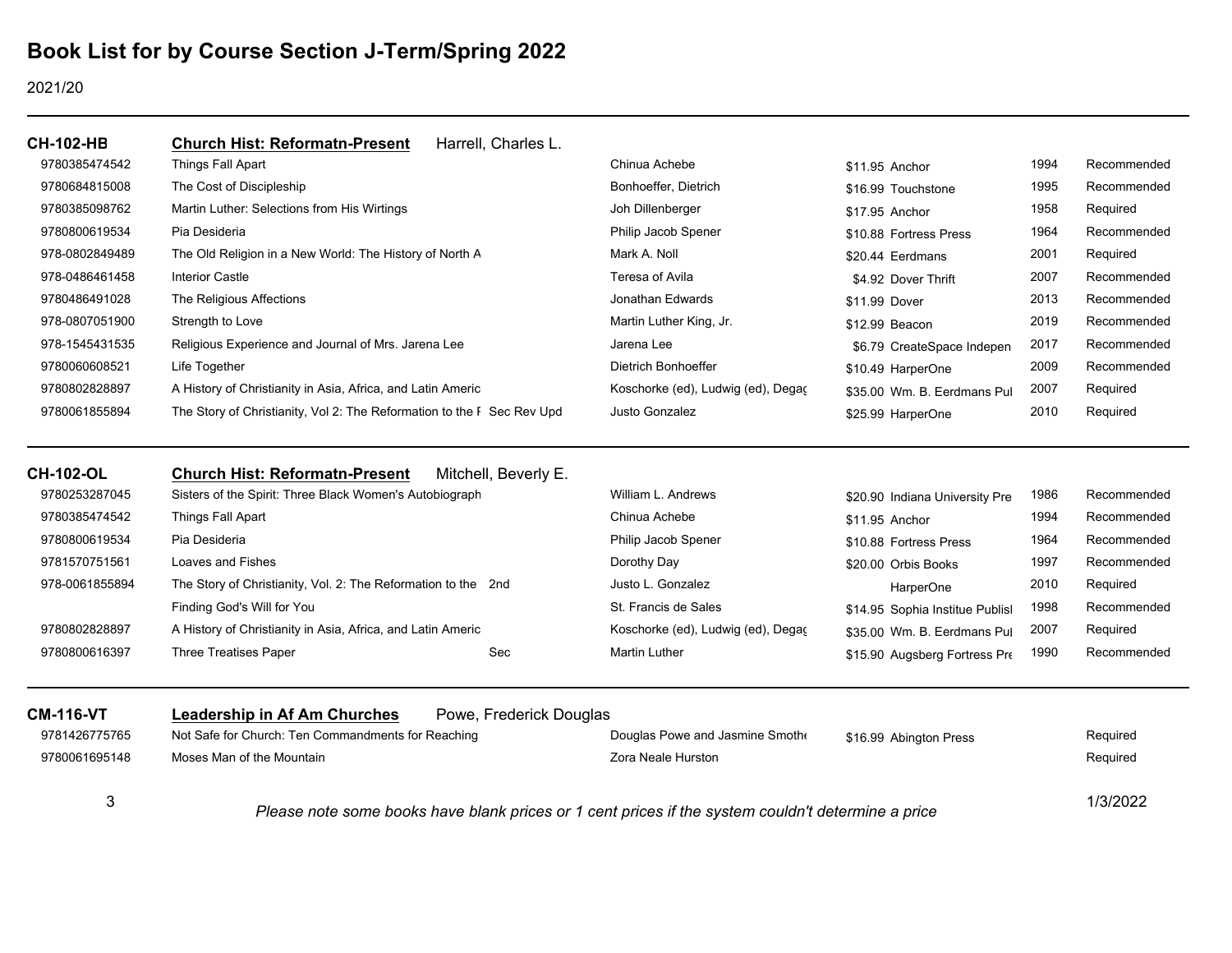# Book List for by Course Section J-Term/Spring 2022

2021/20

## CH-102-HB — Church Hist: Reformatn-Present — Harrell, Charles L.

| ISBN | Title | Edition | Author | Price | Publisher | Year | Status |
|---|---|---|---|---|---|---|---|
| 9780385474542 | Things Fall Apart | | Chinua Achebe | $11.95 | Anchor | 1994 | Recommended |
| 9780684815008 | The Cost of Discipleship | | Bonhoeffer, Dietrich | $16.99 | Touchstone | 1995 | Recommended |
| 9780385098762 | Martin Luther: Selections from His Wirtings | | Joh Dillenberger | $17.95 | Anchor | 1958 | Required |
| 9780800619534 | Pia Desideria | | Philip Jacob Spener | $10.88 | Fortress Press | 1964 | Recommended |
| 978-0802849489 | The Old Religion in a New World: The History of North A | | Mark A. Noll | $20.44 | Eerdmans | 2001 | Required |
| 978-0486461458 | Interior Castle | | Teresa of Avila | $4.92 | Dover Thrift | 2007 | Recommended |
| 9780486491028 | The Religious Affections | | Jonathan Edwards | $11.99 | Dover | 2013 | Recommended |
| 978-0807051900 | Strength to Love | | Martin Luther King, Jr. | $12.99 | Beacon | 2019 | Recommended |
| 978-1545431535 | Religious Experience and Journal of Mrs. Jarena Lee | | Jarena Lee | $6.79 | CreateSpace Indepen | 2017 | Recommended |
| 9780060608521 | Life Together | | Dietrich Bonhoeffer | $10.49 | HarperOne | 2009 | Recommended |
| 9780802828897 | A History of Christianity in Asia, Africa, and Latin Americ | | Koschorke (ed), Ludwig (ed), Degaç | $35.00 | Wm. B. Eerdmans Pul | 2007 | Required |
| 9780061855894 | The Story of Christianity, Vol 2: The Reformation to the F | Sec Rev Upd | Justo Gonzalez | $25.99 | HarperOne | 2010 | Required |

## CH-102-OL — Church Hist: Reformatn-Present — Mitchell, Beverly E.

| ISBN | Title | Edition | Author | Price | Publisher | Year | Status |
|---|---|---|---|---|---|---|---|
| 9780253287045 | Sisters of the Spirit: Three Black Women's Autobiograph | | William L. Andrews | $20.90 | Indiana University Pre | 1986 | Recommended |
| 9780385474542 | Things Fall Apart | | Chinua Achebe | $11.95 | Anchor | 1994 | Recommended |
| 9780800619534 | Pia Desideria | | Philip Jacob Spener | $10.88 | Fortress Press | 1964 | Recommended |
| 9781570751561 | Loaves and Fishes | | Dorothy Day | $20.00 | Orbis Books | 1997 | Recommended |
| 978-0061855894 | The Story of Christianity, Vol. 2: The Reformation to the | 2nd | Justo L. Gonzalez | | HarperOne | 2010 | Required |
| | Finding God's Will for You | | St. Francis de Sales | $14.95 | Sophia Institue Publisl | 1998 | Recommended |
| 9780802828897 | A History of Christianity in Asia, Africa, and Latin Americ | | Koschorke (ed), Ludwig (ed), Degaç | $35.00 | Wm. B. Eerdmans Pul | 2007 | Required |
| 9780800616397 | Three Treatises Paper | Sec | Martin Luther | $15.90 | Augsberg Fortress Pre | 1990 | Recommended |

## CM-116-VT — Leadership in Af Am Churches — Powe, Frederick Douglas

| ISBN | Title | Edition | Author | Price | Publisher | Year | Status |
|---|---|---|---|---|---|---|---|
| 9781426775765 | Not Safe for Church: Ten Commandments for Reaching | | Douglas Powe and Jasmine Smothe | $16.99 | Abington Press | | Required |
| 9780061695148 | Moses Man of the Mountain | | Zora Neale Hurston | | | | Required |

*Please note some books have blank prices or 1 cent prices if the system couldn't determine a price*

1/3/2022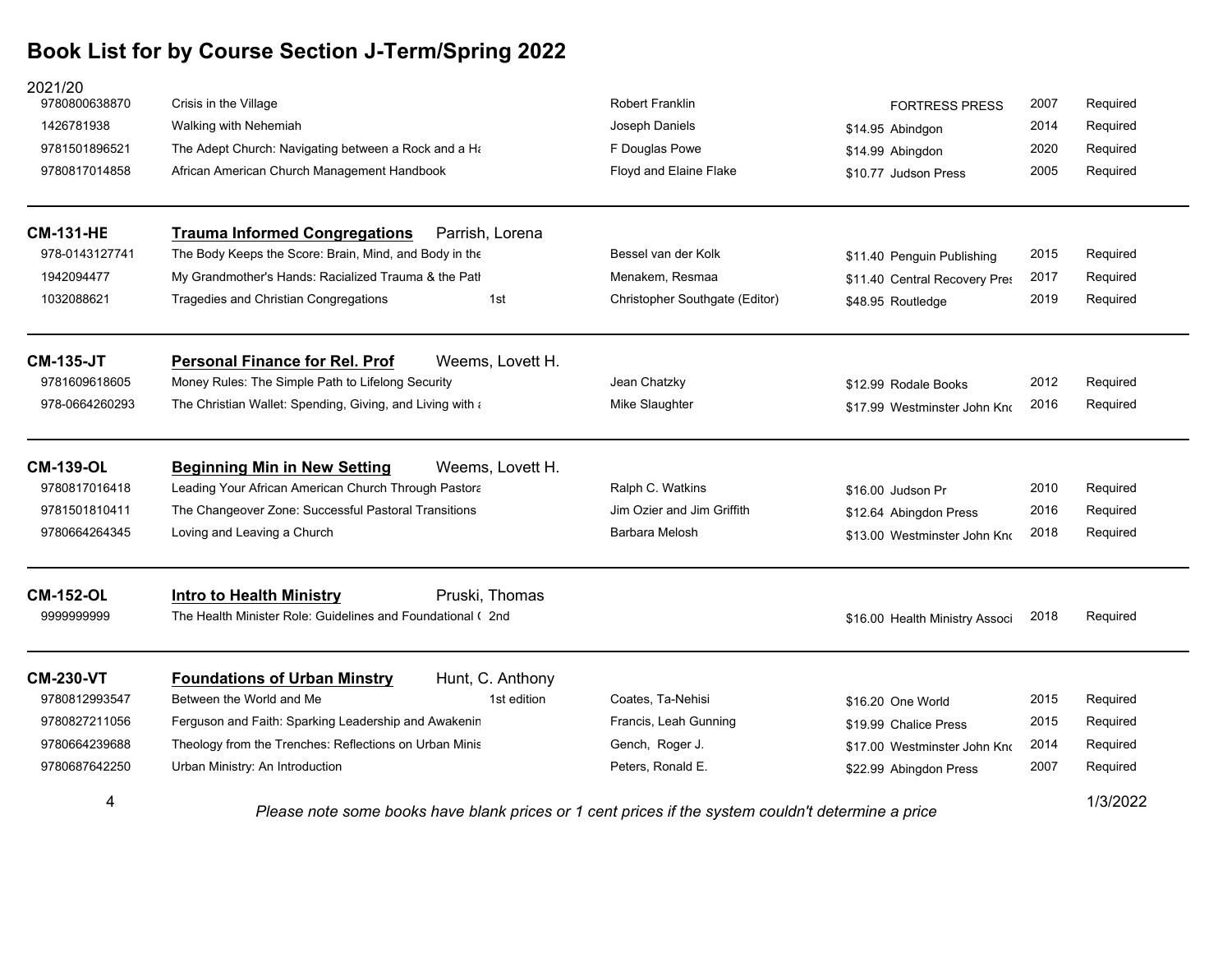# Book List for by Course Section J-Term/Spring 2022

2021/20

| ISBN | Title | Edition | Author | Price | Publisher | Year | Status |
|---|---|---|---|---|---|---|---|
| 9780800638870 | Crisis in the Village | | Robert Franklin | | FORTRESS PRESS | 2007 | Required |
| 1426781938 | Walking with Nehemiah | | Joseph Daniels | $14.95 | Abindgon | 2014 | Required |
| 9781501896521 | The Adept Church: Navigating between a Rock and a Ha | | F Douglas Powe | $14.99 | Abingdon | 2020 | Required |
| 9780817014858 | African American Church Management Handbook | | Floyd and Elaine Flake | $10.77 | Judson Press | 2005 | Required |

**CM-131-HE** — **Trauma Informed Congregations** — Parrish, Lorena

| ISBN | Title | Edition | Author | Price | Publisher | Year | Status |
|---|---|---|---|---|---|---|---|
| 978-0143127741 | The Body Keeps the Score: Brain, Mind, and Body in the | | Bessel van der Kolk | $11.40 | Penguin Publishing | 2015 | Required |
| 1942094477 | My Grandmother's Hands: Racialized Trauma & the Path | | Menakem, Resmaa | $11.40 | Central Recovery Pres | 2017 | Required |
| 1032088621 | Tragedies and Christian Congregations | 1st | Christopher Southgate (Editor) | $48.95 | Routledge | 2019 | Required |

**CM-135-JT** — **Personal Finance for Rel. Prof** — Weems, Lovett H.

| ISBN | Title | Edition | Author | Price | Publisher | Year | Status |
|---|---|---|---|---|---|---|---|
| 9781609618605 | Money Rules: The Simple Path to Lifelong Security | | Jean Chatzky | $12.99 | Rodale Books | 2012 | Required |
| 978-0664260293 | The Christian Wallet: Spending, Giving, and Living with a | | Mike Slaughter | $17.99 | Westminster John Kno | 2016 | Required |

**CM-139-OL** — **Beginning Min in New Setting** — Weems, Lovett H.

| ISBN | Title | Edition | Author | Price | Publisher | Year | Status |
|---|---|---|---|---|---|---|---|
| 9780817016418 | Leading Your African American Church Through Pastora | | Ralph C. Watkins | $16.00 | Judson Pr | 2010 | Required |
| 9781501810411 | The Changeover Zone: Successful Pastoral Transitions | | Jim Ozier and Jim Griffith | $12.64 | Abingdon Press | 2016 | Required |
| 9780664264345 | Loving and Leaving a Church | | Barbara Melosh | $13.00 | Westminster John Kno | 2018 | Required |

**CM-152-OL** — **Intro to Health Ministry** — Pruski, Thomas

| ISBN | Title | Edition | Author | Price | Publisher | Year | Status |
|---|---|---|---|---|---|---|---|
| 9999999999 | The Health Minister Role: Guidelines and Foundational ( | 2nd | | $16.00 | Health Ministry Associ | 2018 | Required |

**CM-230-VT** — **Foundations of Urban Minstry** — Hunt, C. Anthony

| ISBN | Title | Edition | Author | Price | Publisher | Year | Status |
|---|---|---|---|---|---|---|---|
| 9780812993547 | Between the World and Me | 1st edition | Coates, Ta-Nehisi | $16.20 | One World | 2015 | Required |
| 9780827211056 | Ferguson and Faith: Sparking Leadership and Awakenin | | Francis, Leah Gunning | $19.99 | Chalice Press | 2015 | Required |
| 9780664239688 | Theology from the Trenches: Reflections on Urban Minis | | Gench, Roger J. | $17.00 | Westminster John Kno | 2014 | Required |
| 9780687642250 | Urban Ministry: An Introduction | | Peters, Ronald E. | $22.99 | Abingdon Press | 2007 | Required |

*Please note some books have blank prices or 1 cent prices if the system couldn't determine a price*

1/3/2022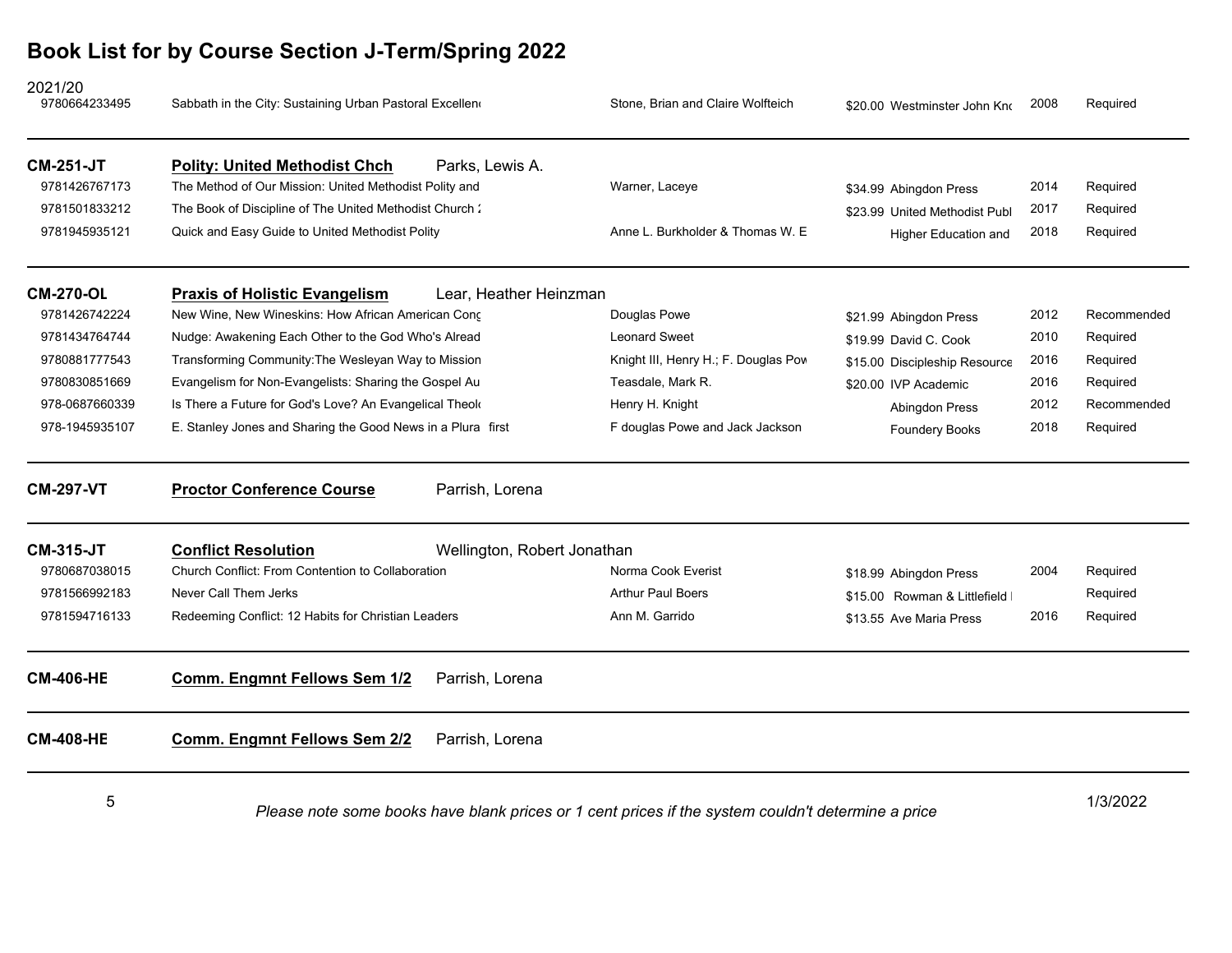# Book List for by Course Section J-Term/Spring 2022

2021/20

| ISBN | Title | Author | Price / Publisher | Year | Status |
|---|---|---|---|---|---|
| 9780664233495 | Sabbath in the City: Sustaining Urban Pastoral Excellen | Stone, Brian and Claire Wolfteich | $20.00 Westminster John Kno | 2008 | Required |

**CM-251-JT** — **Polity: United Methodist Chch** — Parks, Lewis A.

| ISBN | Title | Author | Price / Publisher | Year | Status |
|---|---|---|---|---|---|
| 9781426767173 | The Method of Our Mission: United Methodist Polity and | Warner, Laceye | $34.99 Abingdon Press | 2014 | Required |
| 9781501833212 | The Book of Discipline of The United Methodist Church 2 | | $23.99 United Methodist Publ | 2017 | Required |
| 9781945935121 | Quick and Easy Guide to United Methodist Polity | Anne L. Burkholder & Thomas W. E | Higher Education and | 2018 | Required |

**CM-270-OL** — **Praxis of Holistic Evangelism** — Lear, Heather Heinzman

| ISBN | Title | Author | Price / Publisher | Year | Status |
|---|---|---|---|---|---|
| 9781426742224 | New Wine, New Wineskins: How African American Cong | Douglas Powe | $21.99 Abingdon Press | 2012 | Recommended |
| 9781434764744 | Nudge: Awakening Each Other to the God Who's Alread | Leonard Sweet | $19.99 David C. Cook | 2010 | Required |
| 9780881777543 | Transforming Community:The Wesleyan Way to Mission | Knight III, Henry H.; F. Douglas Pow | $15.00 Discipleship Resource | 2016 | Required |
| 9780830851669 | Evangelism for Non-Evangelists: Sharing the Gospel Au | Teasdale, Mark R. | $20.00 IVP Academic | 2016 | Required |
| 978-0687660339 | Is There a Future for God's Love? An Evangelical Theol | Henry H. Knight | Abingdon Press | 2012 | Recommended |
| 978-1945935107 | E. Stanley Jones and Sharing the Good News in a Plura first | F douglas Powe and Jack Jackson | Foundery Books | 2018 | Required |

**CM-297-VT** — **Proctor Conference Course** — Parrish, Lorena

**CM-315-JT** — **Conflict Resolution** — Wellington, Robert Jonathan

| ISBN | Title | Author | Price / Publisher | Year | Status |
|---|---|---|---|---|---|
| 9780687038015 | Church Conflict: From Contention to Collaboration | Norma Cook Everist | $18.99 Abingdon Press | 2004 | Required |
| 9781566992183 | Never Call Them Jerks | Arthur Paul Boers | $15.00 Rowman & Littlefield | | Required |
| 9781594716133 | Redeeming Conflict: 12 Habits for Christian Leaders | Ann M. Garrido | $13.55 Ave Maria Press | 2016 | Required |

**CM-406-HE** — **Comm. Engmnt Fellows Sem 1/2** — Parrish, Lorena

**CM-408-HE** — **Comm. Engmnt Fellows Sem 2/2** — Parrish, Lorena

*Please note some books have blank prices or 1 cent prices if the system couldn't determine a price*

1/3/2022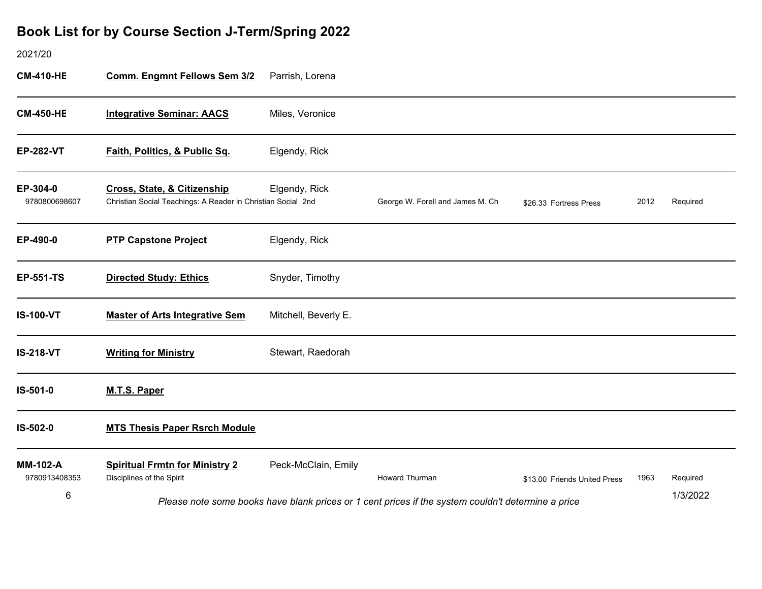# Book List for by Course Section J-Term/Spring 2022

2021/20

**CM-410-HE** **Comm. Engmnt Fellows Sem 3/2** Parrish, Lorena

---

**CM-450-HE** **Integrative Seminar: AACS** Miles, Veronice

---

**EP-282-VT** **Faith, Politics, & Public Sq.** Elgendy, Rick

---

**EP-304-0** **Cross, State, & Citizenship** Elgendy, Rick

| ISBN | Title | Edition | Author | Price | Publisher | Year | Status |
|---|---|---|---|---|---|---|---|
| 9780800698607 | Christian Social Teachings: A Reader in Christian Social | 2nd | George W. Forell and James M. Ch | $26.33 | Fortress Press | 2012 | Required |

---

**EP-490-0** **PTP Capstone Project** Elgendy, Rick

---

**EP-551-TS** **Directed Study: Ethics** Snyder, Timothy

---

**IS-100-VT** **Master of Arts Integrative Sem** Mitchell, Beverly E.

---

**IS-218-VT** **Writing for Ministry** Stewart, Raedorah

---

**IS-501-0** **M.T.S. Paper**

---

**IS-502-0** **MTS Thesis Paper Rsrch Module**

---

**MM-102-A** **Spiritual Frmtn for Ministry 2** Peck-McClain, Emily

| ISBN | Title | Edition | Author | Price | Publisher | Year | Status |
|---|---|---|---|---|---|---|---|
| 9780913408353 | Disciplines of the Spirit | | Howard Thurman | $13.00 | Friends United Press | 1963 | Required |

1/3/2022

*Please note some books have blank prices or 1 cent prices if the system couldn't determine a price*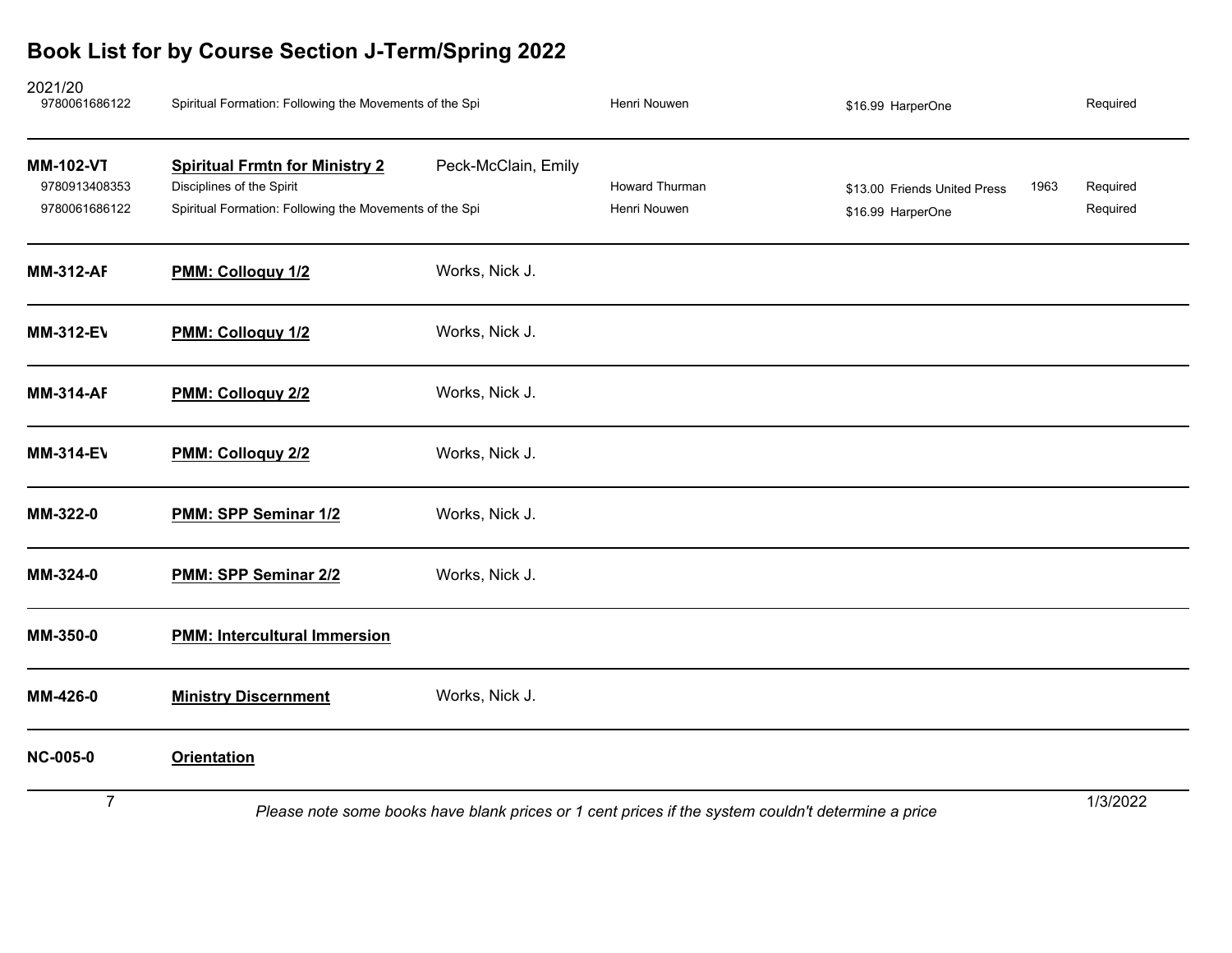# Book List for by Course Section J-Term/Spring 2022

| Course | Title | Instructor | Author | Price / Publisher | Year | Status |
|---|---|---|---|---|---|---|
| 2021/20 | | | | | | |
| 9780061686122 | Spiritual Formation: Following the Movements of the Spi | | Henri Nouwen | $16.99 HarperOne | | Required |
| **MM-102-VT** | **Spiritual Frmtn for Ministry 2** | Peck-McClain, Emily | | | | |
| 9780913408353 | Disciplines of the Spirit | | Howard Thurman | $13.00 Friends United Press | 1963 | Required |
| 9780061686122 | Spiritual Formation: Following the Movements of the Spi | | Henri Nouwen | $16.99 HarperOne | | Required |
| **MM-312-AF** | **PMM: Colloquy 1/2** | Works, Nick J. | | | | |
| **MM-312-EV** | **PMM: Colloquy 1/2** | Works, Nick J. | | | | |
| **MM-314-AF** | **PMM: Colloquy 2/2** | Works, Nick J. | | | | |
| **MM-314-EV** | **PMM: Colloquy 2/2** | Works, Nick J. | | | | |
| **MM-322-0** | **PMM: SPP Seminar 1/2** | Works, Nick J. | | | | |
| **MM-324-0** | **PMM: SPP Seminar 2/2** | Works, Nick J. | | | | |
| **MM-350-0** | **PMM: Intercultural Immersion** | | | | | |
| **MM-426-0** | **Ministry Discernment** | Works, Nick J. | | | | |
| **NC-005-0** | **Orientation** | | | | | |

*Please note some books have blank prices or 1 cent prices if the system couldn't determine a price*

1/3/2022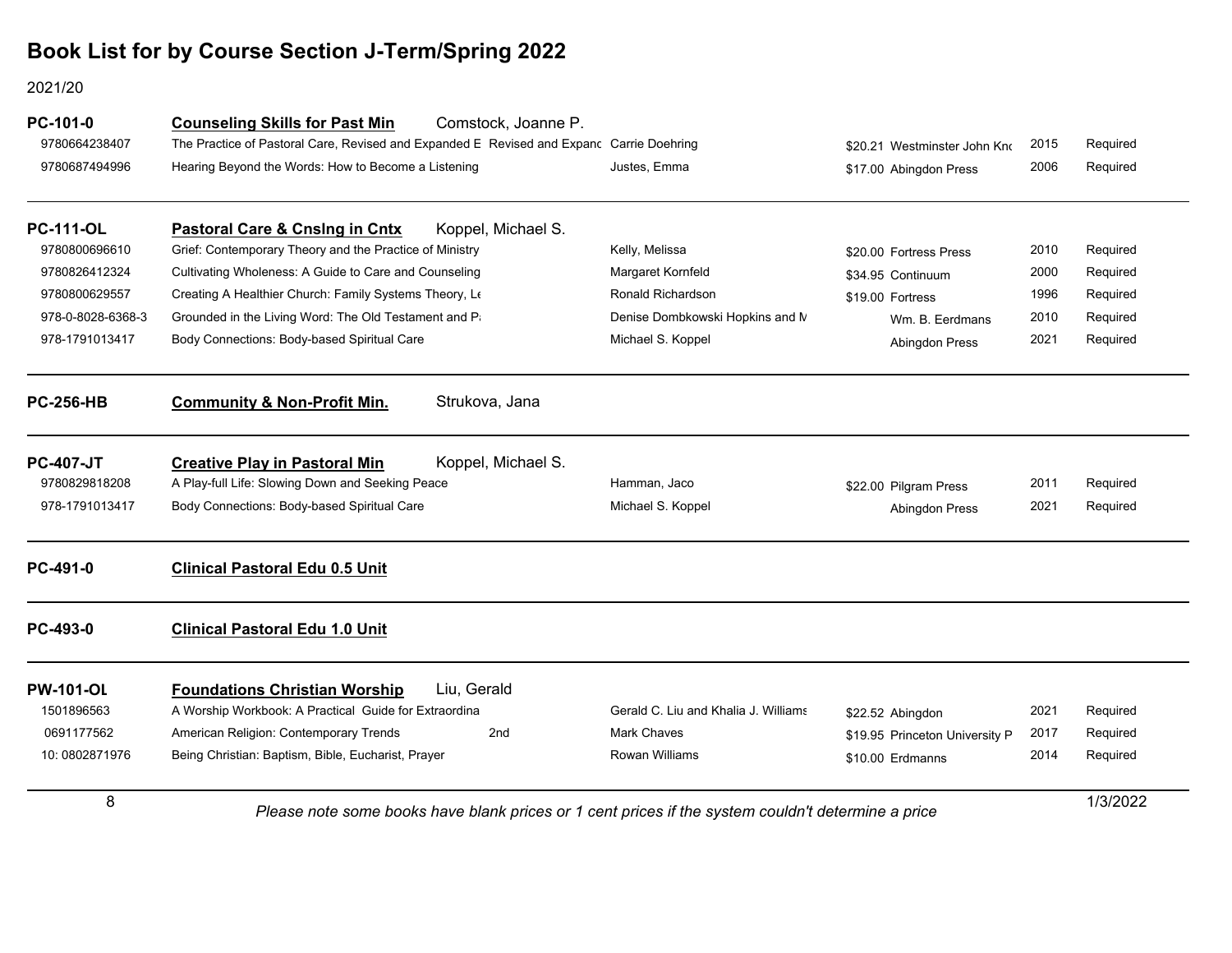# Book List for by Course Section J-Term/Spring 2022

2021/20

**PC-101-0** — **Counseling Skills for Past Min** — Comstock, Joanne P.

| ISBN | Title | Edition | Author | Price | Publisher | Year | Status |
|---|---|---|---|---|---|---|---|
| 9780664238407 | The Practice of Pastoral Care, Revised and Expanded E | Revised and Expanc | Carrie Doehring | $20.21 | Westminster John Knc | 2015 | Required |
| 9780687494996 | Hearing Beyond the Words: How to Become a Listening | | Justes, Emma | $17.00 | Abingdon Press | 2006 | Required |

**PC-111-OL** — **Pastoral Care & Cnslng in Cntx** — Koppel, Michael S.

| ISBN | Title | Edition | Author | Price | Publisher | Year | Status |
|---|---|---|---|---|---|---|---|
| 9780800696610 | Grief: Contemporary Theory and the Practice of Ministry | | Kelly, Melissa | $20.00 | Fortress Press | 2010 | Required |
| 9780826412324 | Cultivating Wholeness: A Guide to Care and Counseling | | Margaret Kornfeld | $34.95 | Continuum | 2000 | Required |
| 9780800629557 | Creating A Healthier Church: Family Systems Theory, Le | | Ronald Richardson | $19.00 | Fortress | 1996 | Required |
| 978-0-8028-6368-3 | Grounded in the Living Word: The Old Testament and Pa | | Denise Dombkowski Hopkins and M | | Wm. B. Eerdmans | 2010 | Required |
| 978-1791013417 | Body Connections: Body-based Spiritual Care | | Michael S. Koppel | | Abingdon Press | 2021 | Required |

**PC-256-HB** — **Community & Non-Profit Min.** — Strukova, Jana

**PC-407-JT** — **Creative Play in Pastoral Min** — Koppel, Michael S.

| ISBN | Title | Edition | Author | Price | Publisher | Year | Status |
|---|---|---|---|---|---|---|---|
| 9780829818208 | A Play-full Life: Slowing Down and Seeking Peace | | Hamman, Jaco | $22.00 | Pilgram Press | 2011 | Required |
| 978-1791013417 | Body Connections: Body-based Spiritual Care | | Michael S. Koppel | | Abingdon Press | 2021 | Required |

**PC-491-0** — **Clinical Pastoral Edu 0.5 Unit**

**PC-493-0** — **Clinical Pastoral Edu 1.0 Unit**

**PW-101-OL** — **Foundations Christian Worship** — Liu, Gerald

| ISBN | Title | Edition | Author | Price | Publisher | Year | Status |
|---|---|---|---|---|---|---|---|
| 1501896563 | A Worship Workbook: A Practical Guide for Extraordina | | Gerald C. Liu and Khalia J. Williams | $22.52 | Abingdon | 2021 | Required |
| 0691177562 | American Religion: Contemporary Trends | 2nd | Mark Chaves | $19.95 | Princeton University P | 2017 | Required |
| 10: 0802871976 | Being Christian: Baptism, Bible, Eucharist, Prayer | | Rowan Williams | $10.00 | Erdmanns | 2014 | Required |

*Please note some books have blank prices or 1 cent prices if the system couldn't determine a price*

1/3/2022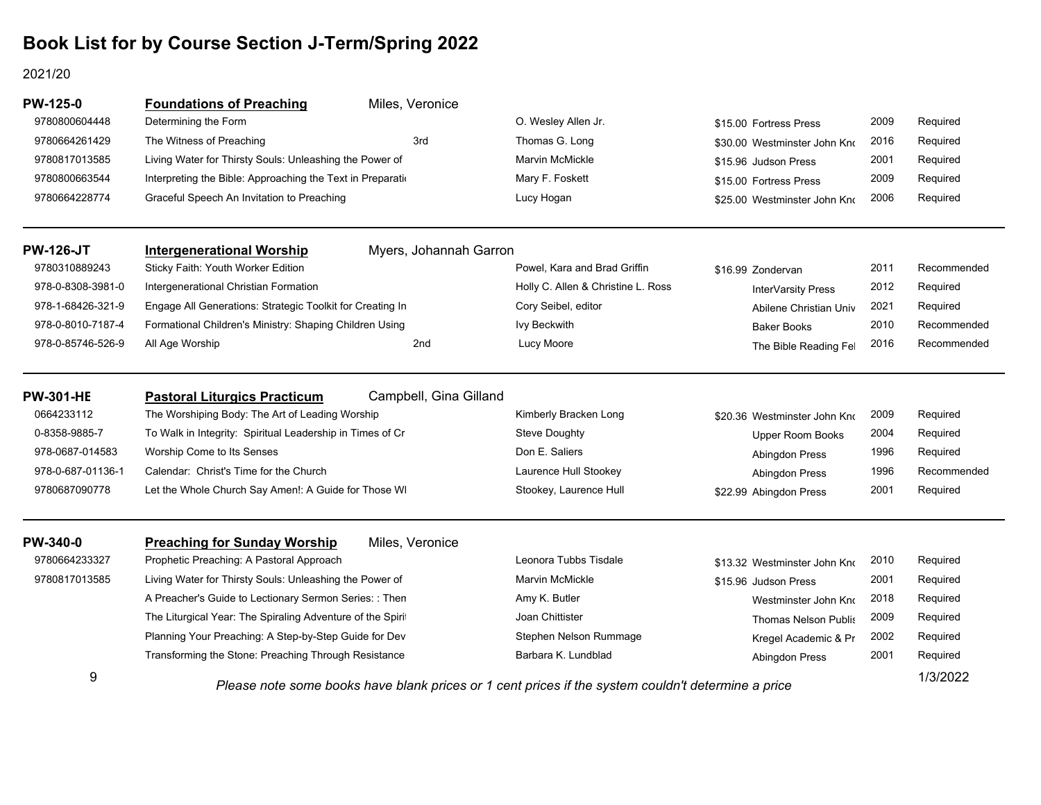# Book List for by Course Section J-Term/Spring 2022

2021/20

## PW-125-0 — Foundations of Preaching — Miles, Veronice

| ISBN | Title | Edition | Author | Price | Publisher | Year | Status |
|---|---|---|---|---|---|---|---|
| 9780800604448 | Determining the Form | | O. Wesley Allen Jr. | $15.00 | Fortress Press | 2009 | Required |
| 9780664261429 | The Witness of Preaching | 3rd | Thomas G. Long | $30.00 | Westminster John Kno | 2016 | Required |
| 9780817013585 | Living Water for Thirsty Souls: Unleashing the Power of | | Marvin McMickle | $15.96 | Judson Press | 2001 | Required |
| 9780800663544 | Interpreting the Bible: Approaching the Text in Preparatio | | Mary F. Foskett | $15.00 | Fortress Press | 2009 | Required |
| 9780664228774 | Graceful Speech An Invitation to Preaching | | Lucy Hogan | $25.00 | Westminster John Kno | 2006 | Required |

## PW-126-JT — Intergenerational Worship — Myers, Johannah Garron

| ISBN | Title | Edition | Author | Price | Publisher | Year | Status |
|---|---|---|---|---|---|---|---|
| 9780310889243 | Sticky Faith: Youth Worker Edition | | Powel, Kara and Brad Griffin | $16.99 | Zondervan | 2011 | Recommended |
| 978-0-8308-3981-0 | Intergenerational Christian Formation | | Holly C. Allen & Christine L. Ross | | InterVarsity Press | 2012 | Required |
| 978-1-68426-321-9 | Engage All Generations: Strategic Toolkit for Creating In | | Cory Seibel, editor | | Abilene Christian Univ | 2021 | Required |
| 978-0-8010-7187-4 | Formational Children's Ministry: Shaping Children Using | | Ivy Beckwith | | Baker Books | 2010 | Recommended |
| 978-0-85746-526-9 | All Age Worship | 2nd | Lucy Moore | | The Bible Reading Fel | 2016 | Recommended |

## PW-301-HE — Pastoral Liturgics Practicum — Campbell, Gina Gilland

| ISBN | Title | Edition | Author | Price | Publisher | Year | Status |
|---|---|---|---|---|---|---|---|
| 0664233112 | The Worshiping Body: The Art of Leading Worship | | Kimberly Bracken Long | $20.36 | Westminster John Kno | 2009 | Required |
| 0-8358-9885-7 | To Walk in Integrity: Spiritual Leadership in Times of Cr | | Steve Doughty | | Upper Room Books | 2004 | Required |
| 978-0687-014583 | Worship Come to Its Senses | | Don E. Saliers | | Abingdon Press | 1996 | Required |
| 978-0-687-01136-1 | Calendar: Christ's Time for the Church | | Laurence Hull Stookey | | Abingdon Press | 1996 | Recommended |
| 9780687090778 | Let the Whole Church Say Amen!: A Guide for Those Wl | | Stookey, Laurence Hull | $22.99 | Abingdon Press | 2001 | Required |

## PW-340-0 — Preaching for Sunday Worship — Miles, Veronice

| ISBN | Title | Edition | Author | Price | Publisher | Year | Status |
|---|---|---|---|---|---|---|---|
| 9780664233327 | Prophetic Preaching: A Pastoral Approach | | Leonora Tubbs Tisdale | $13.32 | Westminster John Kno | 2010 | Required |
| 9780817013585 | Living Water for Thirsty Souls: Unleashing the Power of | | Marvin McMickle | $15.96 | Judson Press | 2001 | Required |
| | A Preacher's Guide to Lectionary Sermon Series: : Then | | Amy K. Butler | | Westminster John Kno | 2018 | Required |
| | The Liturgical Year: The Spiraling Adventure of the Spiri | | Joan Chittister | | Thomas Nelson Publis | 2009 | Required |
| | Planning Your Preaching: A Step-by-Step Guide for Dev | | Stephen Nelson Rummage | | Kregel Academic & Pr | 2002 | Required |
| | Transforming the Stone: Preaching Through Resistance | | Barbara K. Lundblad | | Abingdon Press | 2001 | Required |

*Please note some books have blank prices or 1 cent prices if the system couldn't determine a price*

1/3/2022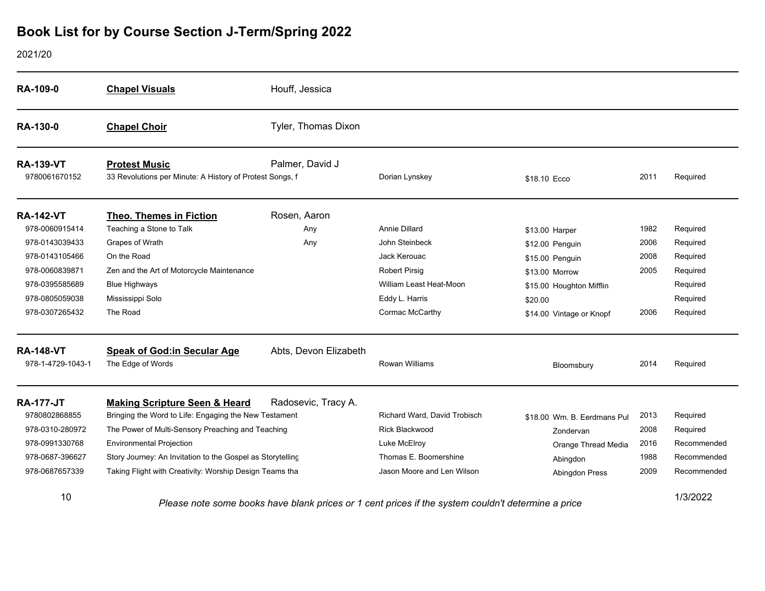# Book List for by Course Section J-Term/Spring 2022

2021/20

**RA-109-0** | **Chapel Visuals** | Houff, Jessica

**RA-130-0** | **Chapel Choir** | Tyler, Thomas Dixon

**RA-139-VT** | **Protest Music** | Palmer, David J

| ISBN | Title | Edition | Author | Price | Publisher | Year | Status |
|---|---|---|---|---|---|---|---|
| 9780061670152 | 33 Revolutions per Minute: A History of Protest Songs, f | | Dorian Lynskey | $18.10 | Ecco | 2011 | Required |

**RA-142-VT** | **Theo. Themes in Fiction** | Rosen, Aaron

| ISBN | Title | Edition | Author | Price | Publisher | Year | Status |
|---|---|---|---|---|---|---|---|
| 978-0060915414 | Teaching a Stone to Talk | Any | Annie Dillard | $13.00 | Harper | 1982 | Required |
| 978-0143039433 | Grapes of Wrath | Any | John Steinbeck | $12.00 | Penguin | 2006 | Required |
| 978-0143105466 | On the Road | | Jack Kerouac | $15.00 | Penguin | 2008 | Required |
| 978-0060839871 | Zen and the Art of Motorcycle Maintenance | | Robert Pirsig | $13.00 | Morrow | 2005 | Required |
| 978-0395585689 | Blue Highways | | William Least Heat-Moon | $15.00 | Houghton Mifflin | | Required |
| 978-0805059038 | Mississippi Solo | | Eddy L. Harris | $20.00 | | | Required |
| 978-0307265432 | The Road | | Cormac McCarthy | $14.00 | Vintage or Knopf | 2006 | Required |

**RA-148-VT** | **Speak of God:in Secular Age** | Abts, Devon Elizabeth

| ISBN | Title | Edition | Author | Price | Publisher | Year | Status |
|---|---|---|---|---|---|---|---|
| 978-1-4729-1043-1 | The Edge of Words | | Rowan Williams | | Bloomsbury | 2014 | Required |

**RA-177-JT** | **Making Scripture Seen & Heard** | Radosevic, Tracy A.

| ISBN | Title | Edition | Author | Price | Publisher | Year | Status |
|---|---|---|---|---|---|---|---|
| 9780802868855 | Bringing the Word to Life: Engaging the New Testament | | Richard Ward, David Trobisch | $18.00 | Wm. B. Eerdmans Pul | 2013 | Required |
| 978-0310-280972 | The Power of Multi-Sensory Preaching and Teaching | | Rick Blackwood | | Zondervan | 2008 | Required |
| 978-0991330768 | Environmental Projection | | Luke McElroy | | Orange Thread Media | 2016 | Recommended |
| 978-0687-396627 | Story Journey: An Invitation to the Gospel as Storytelling | | Thomas E. Boomershine | | Abingdon | 1988 | Recommended |
| 978-0687657339 | Taking Flight with Creativity: Worship Design Teams tha | | Jason Moore and Len Wilson | | Abingdon Press | 2009 | Recommended |

*Please note some books have blank prices or 1 cent prices if the system couldn't determine a price*

1/3/2022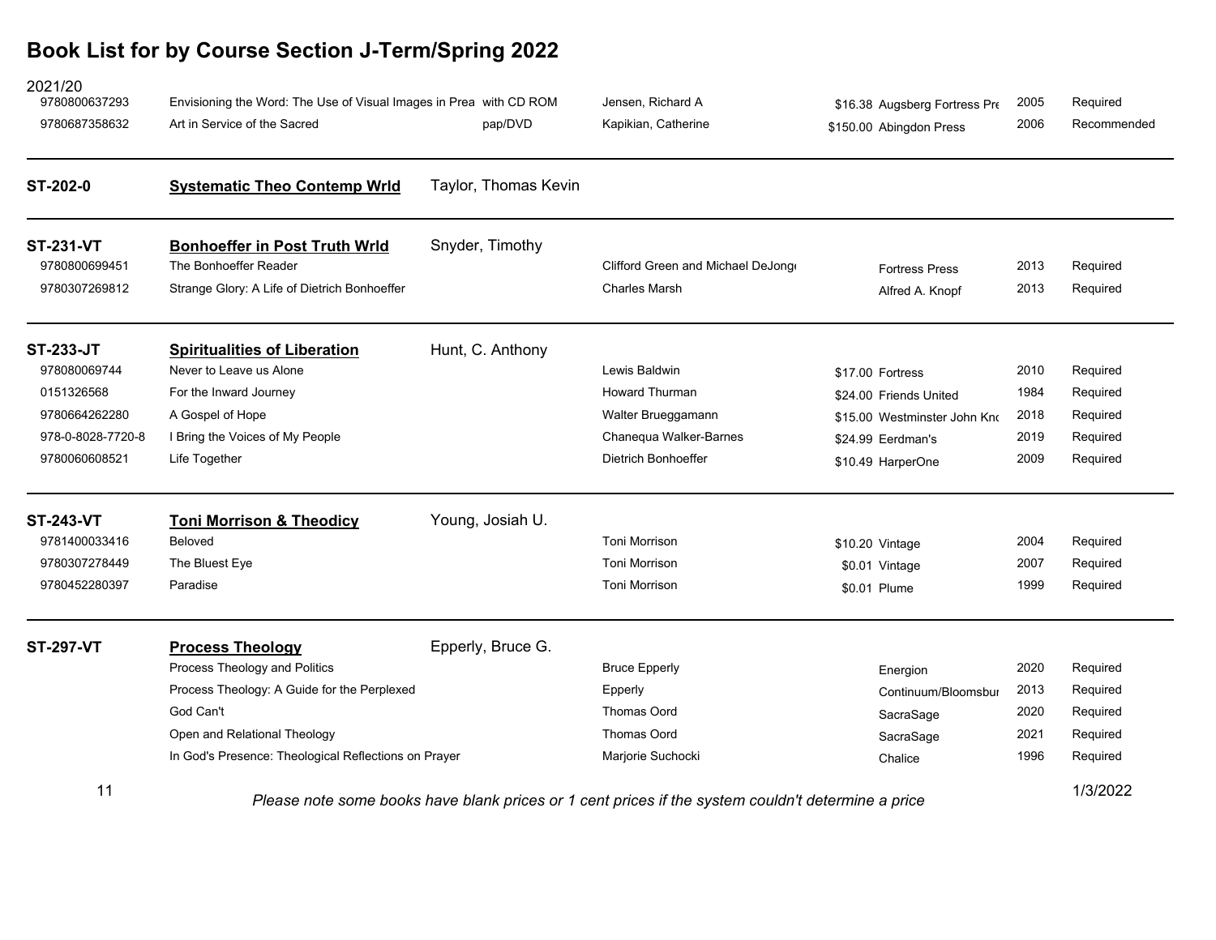# Book List for by Course Section J-Term/Spring 2022

2021/20

| ISBN | Title | Edition | Author | Price | Publisher | Year | Status |
|---|---|---|---|---|---|---|---|
| 9780800637293 | Envisioning the Word: The Use of Visual Images in Prea | with CD ROM | Jensen, Richard A | $16.38 | Augsberg Fortress Pre | 2005 | Required |
| 9780687358632 | Art in Service of the Sacred | pap/DVD | Kapikian, Catherine | $150.00 | Abingdon Press | 2006 | Recommended |

**ST-202-0** **Systematic Theo Contemp Wrld** Taylor, Thomas Kevin

**ST-231-VT** **Bonhoeffer in Post Truth Wrld** Snyder, Timothy

| ISBN | Title | Author | Price | Publisher | Year | Status |
|---|---|---|---|---|---|---|
| 9780800699451 | The Bonhoeffer Reader | Clifford Green and Michael DeJong | | Fortress Press | 2013 | Required |
| 9780307269812 | Strange Glory: A Life of Dietrich Bonhoeffer | Charles Marsh | | Alfred A. Knopf | 2013 | Required |

**ST-233-JT** **Spiritualities of Liberation** Hunt, C. Anthony

| ISBN | Title | Author | Price | Publisher | Year | Status |
|---|---|---|---|---|---|---|
| 978080069744 | Never to Leave us Alone | Lewis Baldwin | $17.00 | Fortress | 2010 | Required |
| 0151326568 | For the Inward Journey | Howard Thurman | $24.00 | Friends United | 1984 | Required |
| 9780664262280 | A Gospel of Hope | Walter Brueggamann | $15.00 | Westminster John Kno | 2018 | Required |
| 978-0-8028-7720-8 | I Bring the Voices of My People | Chanequa Walker-Barnes | $24.99 | Eerdman's | 2019 | Required |
| 9780060608521 | Life Together | Dietrich Bonhoeffer | $10.49 | HarperOne | 2009 | Required |

**ST-243-VT** **Toni Morrison & Theodicy** Young, Josiah U.

| ISBN | Title | Author | Price | Publisher | Year | Status |
|---|---|---|---|---|---|---|
| 9781400033416 | Beloved | Toni Morrison | $10.20 | Vintage | 2004 | Required |
| 9780307278449 | The Bluest Eye | Toni Morrison | $0.01 | Vintage | 2007 | Required |
| 9780452280397 | Paradise | Toni Morrison | $0.01 | Plume | 1999 | Required |

**ST-297-VT** **Process Theology** Epperly, Bruce G.

| ISBN | Title | Author | Price | Publisher | Year | Status |
|---|---|---|---|---|---|---|
| | Process Theology and Politics | Bruce Epperly | | Energion | 2020 | Required |
| | Process Theology: A Guide for the Perplexed | Epperly | | Continuum/Bloomsbur | 2013 | Required |
| | God Can't | Thomas Oord | | SacraSage | 2020 | Required |
| | Open and Relational Theology | Thomas Oord | | SacraSage | 2021 | Required |
| | In God's Presence: Theological Reflections on Prayer | Marjorie Suchocki | | Chalice | 1996 | Required |

*Please note some books have blank prices or 1 cent prices if the system couldn't determine a price*

1/3/2022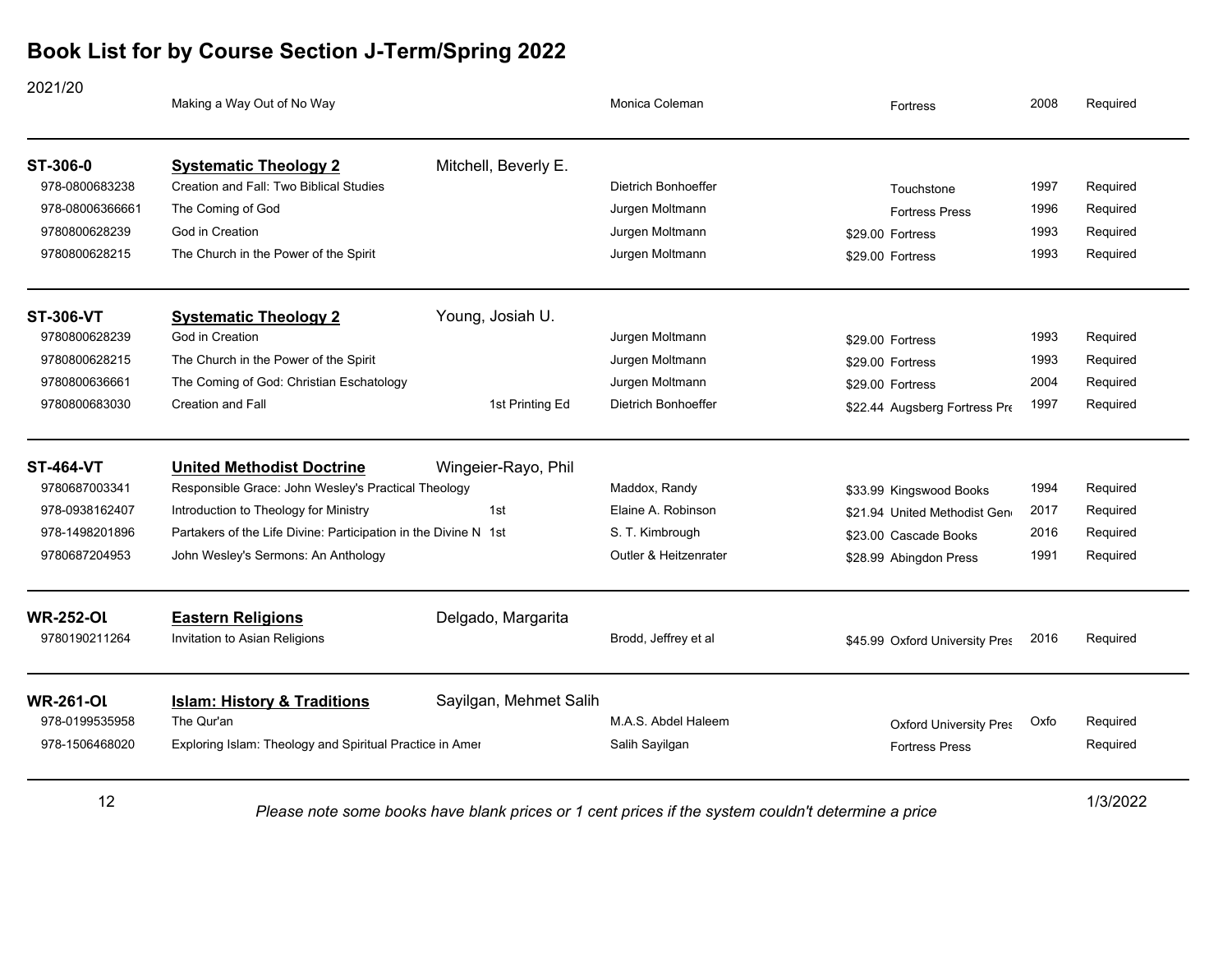# Book List for by Course Section J-Term/Spring 2022

2021/20

| | | | | | | | |
|---|---|---|---|---|---|---|---|
| | Making a Way Out of No Way | | Monica Coleman | | Fortress | 2008 | Required |
| **ST-306-0** | **Systematic Theology 2** | Mitchell, Beverly E. | | | | | |
| 978-0800683238 | Creation and Fall: Two Biblical Studies | | Dietrich Bonhoeffer | | Touchstone | 1997 | Required |
| 978-08006366661 | The Coming of God | | Jurgen Moltmann | | Fortress Press | 1996 | Required |
| 9780800628239 | God in Creation | | Jurgen Moltmann | $29.00 | Fortress | 1993 | Required |
| 9780800628215 | The Church in the Power of the Spirit | | Jurgen Moltmann | $29.00 | Fortress | 1993 | Required |
| **ST-306-VT** | **Systematic Theology 2** | Young, Josiah U. | | | | | |
| 9780800628239 | God in Creation | | Jurgen Moltmann | $29.00 | Fortress | 1993 | Required |
| 9780800628215 | The Church in the Power of the Spirit | | Jurgen Moltmann | $29.00 | Fortress | 1993 | Required |
| 9780800636661 | The Coming of God: Christian Eschatology | | Jurgen Moltmann | $29.00 | Fortress | 2004 | Required |
| 9780800683030 | Creation and Fall | 1st Printing Ed | Dietrich Bonhoeffer | $22.44 | Augsberg Fortress Pre | 1997 | Required |
| **ST-464-VT** | **United Methodist Doctrine** | Wingeier-Rayo, Phil | | | | | |
| 9780687003341 | Responsible Grace: John Wesley's Practical Theology | | Maddox, Randy | $33.99 | Kingswood Books | 1994 | Required |
| 978-0938162407 | Introduction to Theology for Ministry | 1st | Elaine A. Robinson | $21.94 | United Methodist Gen | 2017 | Required |
| 978-1498201896 | Partakers of the Life Divine: Participation in the Divine N | 1st | S. T. Kimbrough | $23.00 | Cascade Books | 2016 | Required |
| 9780687204953 | John Wesley's Sermons: An Anthology | | Outler & Heitzenrater | $28.99 | Abingdon Press | 1991 | Required |
| **WR-252-OL** | **Eastern Religions** | Delgado, Margarita | | | | | |
| 9780190211264 | Invitation to Asian Religions | | Brodd, Jeffrey et al | $45.99 | Oxford University Pres | 2016 | Required |
| **WR-261-OL** | **Islam: History & Traditions** | Sayilgan, Mehmet Salih | | | | | |
| 978-0199535958 | The Qur'an | | M.A.S. Abdel Haleem | | Oxford University Pres | Oxfo | Required |
| 978-1506468020 | Exploring Islam: Theology and Spiritual Practice in Amer | | Salih Sayilgan | | Fortress Press | | Required |

*Please note some books have blank prices or 1 cent prices if the system couldn't determine a price*

1/3/2022